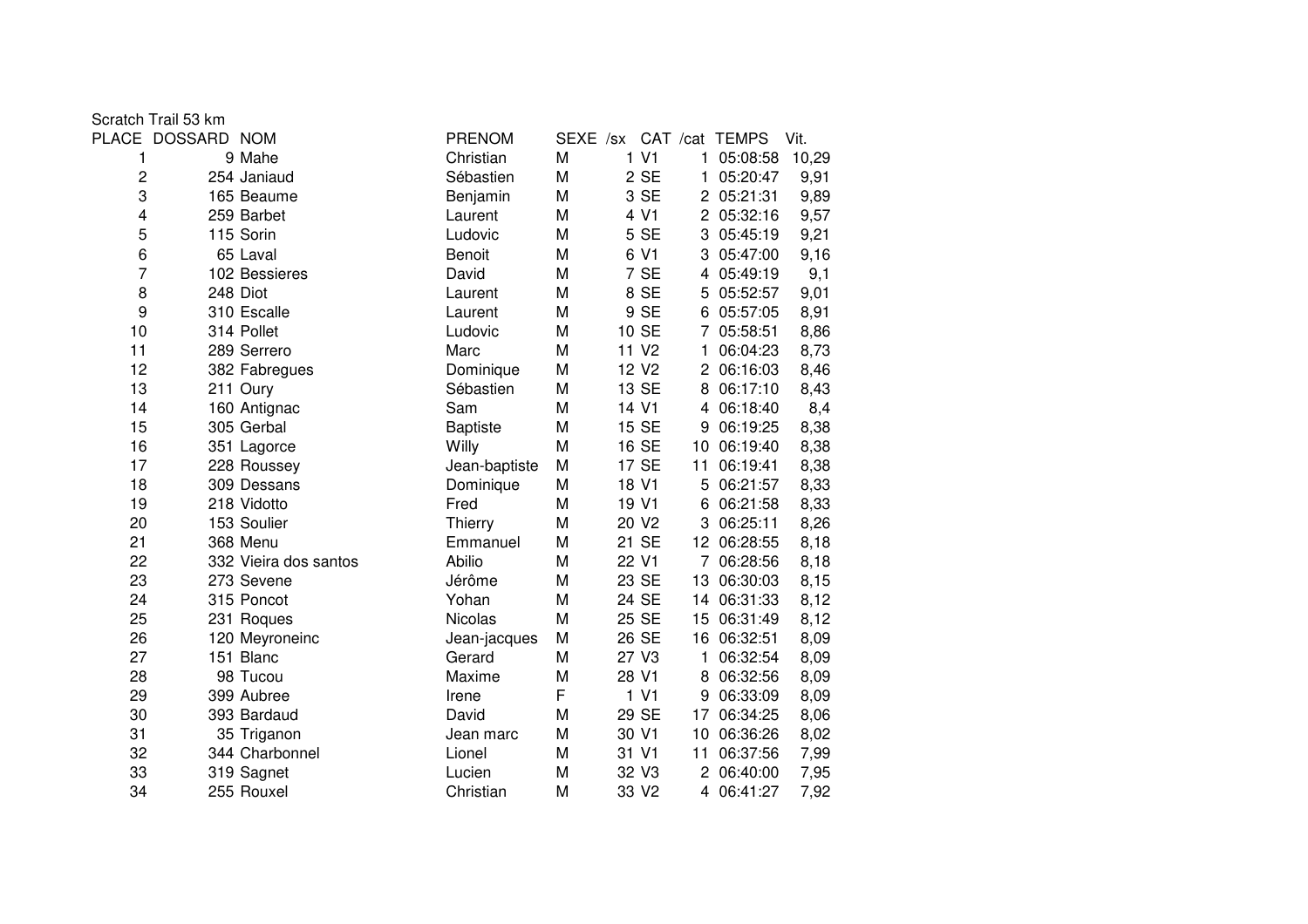Scratch Trail 53 km

| PLACE | DOSSARD | NOM | PRENOM | SEXE | /sx | CAT | /cat | TEMPS | Vit. |
|---|---|---|---|---|---|---|---|---|---|
| 1 | 9 | Mahe | Christian | M | 1 | V1 | 1 | 05:08:58 | 10,29 |
| 2 | 254 | Janiaud | Sébastien | M | 2 | SE | 1 | 05:20:47 | 9,91 |
| 3 | 165 | Beaume | Benjamin | M | 3 | SE | 2 | 05:21:31 | 9,89 |
| 4 | 259 | Barbet | Laurent | M | 4 | V1 | 2 | 05:32:16 | 9,57 |
| 5 | 115 | Sorin | Ludovic | M | 5 | SE | 3 | 05:45:19 | 9,21 |
| 6 | 65 | Laval | Benoit | M | 6 | V1 | 3 | 05:47:00 | 9,16 |
| 7 | 102 | Bessieres | David | M | 7 | SE | 4 | 05:49:19 | 9,1 |
| 8 | 248 | Diot | Laurent | M | 8 | SE | 5 | 05:52:57 | 9,01 |
| 9 | 310 | Escalle | Laurent | M | 9 | SE | 6 | 05:57:05 | 8,91 |
| 10 | 314 | Pollet | Ludovic | M | 10 | SE | 7 | 05:58:51 | 8,86 |
| 11 | 289 | Serrero | Marc | M | 11 | V2 | 1 | 06:04:23 | 8,73 |
| 12 | 382 | Fabregues | Dominique | M | 12 | V2 | 2 | 06:16:03 | 8,46 |
| 13 | 211 | Oury | Sébastien | M | 13 | SE | 8 | 06:17:10 | 8,43 |
| 14 | 160 | Antignac | Sam | M | 14 | V1 | 4 | 06:18:40 | 8,4 |
| 15 | 305 | Gerbal | Baptiste | M | 15 | SE | 9 | 06:19:25 | 8,38 |
| 16 | 351 | Lagorce | Willy | M | 16 | SE | 10 | 06:19:40 | 8,38 |
| 17 | 228 | Roussey | Jean-baptiste | M | 17 | SE | 11 | 06:19:41 | 8,38 |
| 18 | 309 | Dessans | Dominique | M | 18 | V1 | 5 | 06:21:57 | 8,33 |
| 19 | 218 | Vidotto | Fred | M | 19 | V1 | 6 | 06:21:58 | 8,33 |
| 20 | 153 | Soulier | Thierry | M | 20 | V2 | 3 | 06:25:11 | 8,26 |
| 21 | 368 | Menu | Emmanuel | M | 21 | SE | 12 | 06:28:55 | 8,18 |
| 22 | 332 | Vieira dos santos | Abilio | M | 22 | V1 | 7 | 06:28:56 | 8,18 |
| 23 | 273 | Sevene | Jérôme | M | 23 | SE | 13 | 06:30:03 | 8,15 |
| 24 | 315 | Poncot | Yohan | M | 24 | SE | 14 | 06:31:33 | 8,12 |
| 25 | 231 | Roques | Nicolas | M | 25 | SE | 15 | 06:31:49 | 8,12 |
| 26 | 120 | Meyroneinc | Jean-jacques | M | 26 | SE | 16 | 06:32:51 | 8,09 |
| 27 | 151 | Blanc | Gerard | M | 27 | V3 | 1 | 06:32:54 | 8,09 |
| 28 | 98 | Tucou | Maxime | M | 28 | V1 | 8 | 06:32:56 | 8,09 |
| 29 | 399 | Aubree | Irene | F | 1 | V1 | 9 | 06:33:09 | 8,09 |
| 30 | 393 | Bardaud | David | M | 29 | SE | 17 | 06:34:25 | 8,06 |
| 31 | 35 | Triganon | Jean marc | M | 30 | V1 | 10 | 06:36:26 | 8,02 |
| 32 | 344 | Charbonnel | Lionel | M | 31 | V1 | 11 | 06:37:56 | 7,99 |
| 33 | 319 | Sagnet | Lucien | M | 32 | V3 | 2 | 06:40:00 | 7,95 |
| 34 | 255 | Rouxel | Christian | M | 33 | V2 | 4 | 06:41:27 | 7,92 |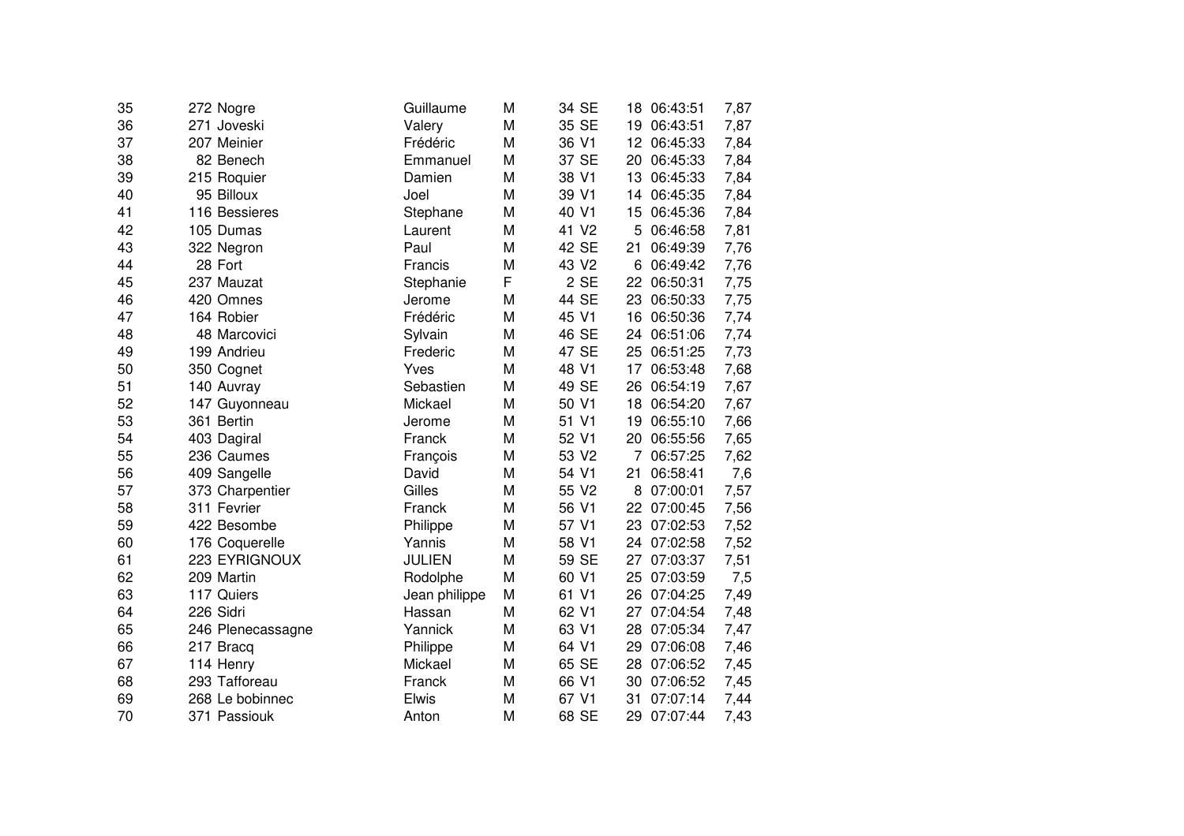| | | | | | | | | | |
|---|---|---|---|---|---|---|---|---|---|
| 35 | 272 | Nogre | Guillaume | M | 34 | SE | 18 | 06:43:51 | 7,87 |
| 36 | 271 | Joveski | Valery | M | 35 | SE | 19 | 06:43:51 | 7,87 |
| 37 | 207 | Meinier | Frédéric | M | 36 | V1 | 12 | 06:45:33 | 7,84 |
| 38 | 82 | Benech | Emmanuel | M | 37 | SE | 20 | 06:45:33 | 7,84 |
| 39 | 215 | Roquier | Damien | M | 38 | V1 | 13 | 06:45:33 | 7,84 |
| 40 | 95 | Billoux | Joel | M | 39 | V1 | 14 | 06:45:35 | 7,84 |
| 41 | 116 | Bessieres | Stephane | M | 40 | V1 | 15 | 06:45:36 | 7,84 |
| 42 | 105 | Dumas | Laurent | M | 41 | V2 | 5 | 06:46:58 | 7,81 |
| 43 | 322 | Negron | Paul | M | 42 | SE | 21 | 06:49:39 | 7,76 |
| 44 | 28 | Fort | Francis | M | 43 | V2 | 6 | 06:49:42 | 7,76 |
| 45 | 237 | Mauzat | Stephanie | F | 2 | SE | 22 | 06:50:31 | 7,75 |
| 46 | 420 | Omnes | Jerome | M | 44 | SE | 23 | 06:50:33 | 7,75 |
| 47 | 164 | Robier | Frédéric | M | 45 | V1 | 16 | 06:50:36 | 7,74 |
| 48 | 48 | Marcovici | Sylvain | M | 46 | SE | 24 | 06:51:06 | 7,74 |
| 49 | 199 | Andrieu | Frederic | M | 47 | SE | 25 | 06:51:25 | 7,73 |
| 50 | 350 | Cognet | Yves | M | 48 | V1 | 17 | 06:53:48 | 7,68 |
| 51 | 140 | Auvray | Sebastien | M | 49 | SE | 26 | 06:54:19 | 7,67 |
| 52 | 147 | Guyonneau | Mickael | M | 50 | V1 | 18 | 06:54:20 | 7,67 |
| 53 | 361 | Bertin | Jerome | M | 51 | V1 | 19 | 06:55:10 | 7,66 |
| 54 | 403 | Dagiral | Franck | M | 52 | V1 | 20 | 06:55:56 | 7,65 |
| 55 | 236 | Caumes | François | M | 53 | V2 | 7 | 06:57:25 | 7,62 |
| 56 | 409 | Sangelle | David | M | 54 | V1 | 21 | 06:58:41 | 7,6 |
| 57 | 373 | Charpentier | Gilles | M | 55 | V2 | 8 | 07:00:01 | 7,57 |
| 58 | 311 | Fevrier | Franck | M | 56 | V1 | 22 | 07:00:45 | 7,56 |
| 59 | 422 | Besombe | Philippe | M | 57 | V1 | 23 | 07:02:53 | 7,52 |
| 60 | 176 | Coquerelle | Yannis | M | 58 | V1 | 24 | 07:02:58 | 7,52 |
| 61 | 223 | EYRIGNOUX | JULIEN | M | 59 | SE | 27 | 07:03:37 | 7,51 |
| 62 | 209 | Martin | Rodolphe | M | 60 | V1 | 25 | 07:03:59 | 7,5 |
| 63 | 117 | Quiers | Jean philippe | M | 61 | V1 | 26 | 07:04:25 | 7,49 |
| 64 | 226 | Sidri | Hassan | M | 62 | V1 | 27 | 07:04:54 | 7,48 |
| 65 | 246 | Plenecassagne | Yannick | M | 63 | V1 | 28 | 07:05:34 | 7,47 |
| 66 | 217 | Bracq | Philippe | M | 64 | V1 | 29 | 07:06:08 | 7,46 |
| 67 | 114 | Henry | Mickael | M | 65 | SE | 28 | 07:06:52 | 7,45 |
| 68 | 293 | Tafforeau | Franck | M | 66 | V1 | 30 | 07:06:52 | 7,45 |
| 69 | 268 | Le bobinnec | Elwis | M | 67 | V1 | 31 | 07:07:14 | 7,44 |
| 70 | 371 | Passiouk | Anton | M | 68 | SE | 29 | 07:07:44 | 7,43 |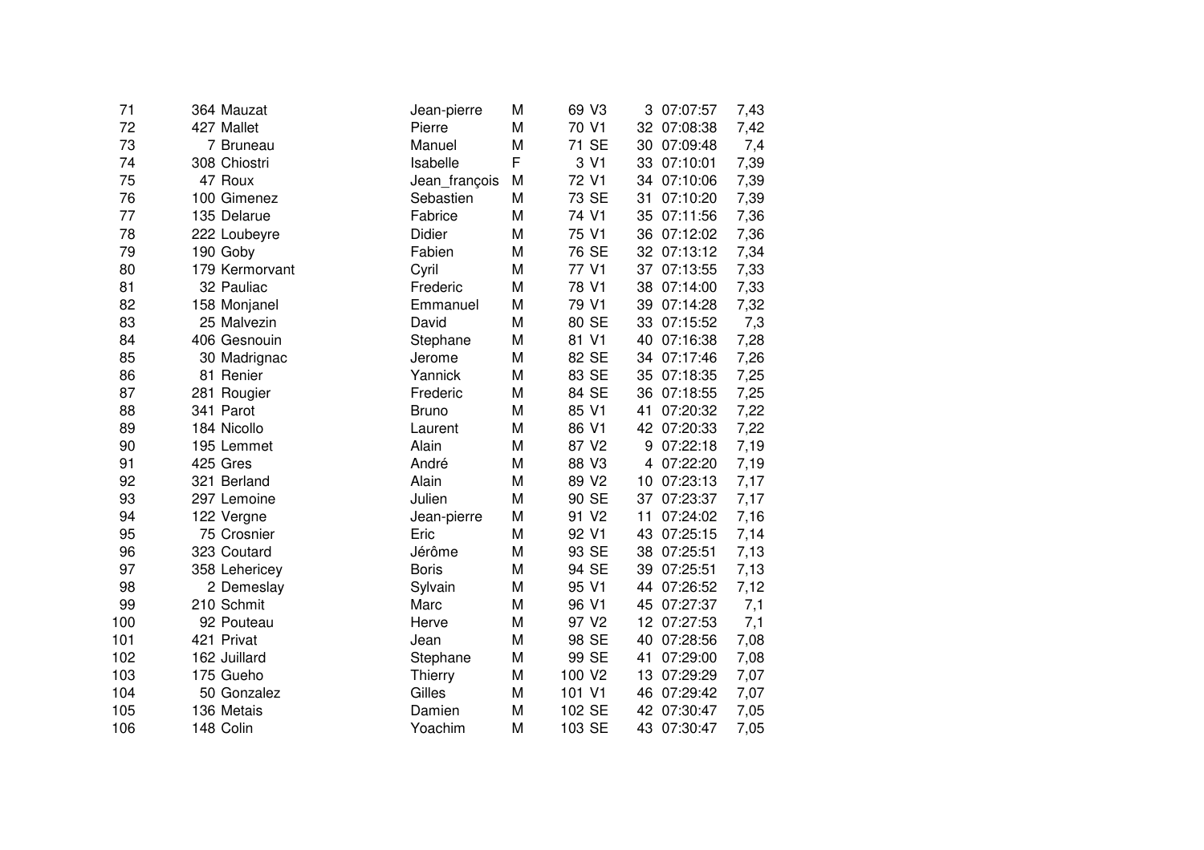| | | | | | | | | | |
|---|---|---|---|---|---|---|---|---|---|
| 71 | 364 | Mauzat | Jean-pierre | M | 69 | V3 | 3 | 07:07:57 | 7,43 |
| 72 | 427 | Mallet | Pierre | M | 70 | V1 | 32 | 07:08:38 | 7,42 |
| 73 | 7 | Bruneau | Manuel | M | 71 | SE | 30 | 07:09:48 | 7,4 |
| 74 | 308 | Chiostri | Isabelle | F | 3 | V1 | 33 | 07:10:01 | 7,39 |
| 75 | 47 | Roux | Jean_françois | M | 72 | V1 | 34 | 07:10:06 | 7,39 |
| 76 | 100 | Gimenez | Sebastien | M | 73 | SE | 31 | 07:10:20 | 7,39 |
| 77 | 135 | Delarue | Fabrice | M | 74 | V1 | 35 | 07:11:56 | 7,36 |
| 78 | 222 | Loubeyre | Didier | M | 75 | V1 | 36 | 07:12:02 | 7,36 |
| 79 | 190 | Goby | Fabien | M | 76 | SE | 32 | 07:13:12 | 7,34 |
| 80 | 179 | Kermorvant | Cyril | M | 77 | V1 | 37 | 07:13:55 | 7,33 |
| 81 | 32 | Pauliac | Frederic | M | 78 | V1 | 38 | 07:14:00 | 7,33 |
| 82 | 158 | Monjanel | Emmanuel | M | 79 | V1 | 39 | 07:14:28 | 7,32 |
| 83 | 25 | Malvezin | David | M | 80 | SE | 33 | 07:15:52 | 7,3 |
| 84 | 406 | Gesnouin | Stephane | M | 81 | V1 | 40 | 07:16:38 | 7,28 |
| 85 | 30 | Madrignac | Jerome | M | 82 | SE | 34 | 07:17:46 | 7,26 |
| 86 | 81 | Renier | Yannick | M | 83 | SE | 35 | 07:18:35 | 7,25 |
| 87 | 281 | Rougier | Frederic | M | 84 | SE | 36 | 07:18:55 | 7,25 |
| 88 | 341 | Parot | Bruno | M | 85 | V1 | 41 | 07:20:32 | 7,22 |
| 89 | 184 | Nicollo | Laurent | M | 86 | V1 | 42 | 07:20:33 | 7,22 |
| 90 | 195 | Lemmet | Alain | M | 87 | V2 | 9 | 07:22:18 | 7,19 |
| 91 | 425 | Gres | André | M | 88 | V3 | 4 | 07:22:20 | 7,19 |
| 92 | 321 | Berland | Alain | M | 89 | V2 | 10 | 07:23:13 | 7,17 |
| 93 | 297 | Lemoine | Julien | M | 90 | SE | 37 | 07:23:37 | 7,17 |
| 94 | 122 | Vergne | Jean-pierre | M | 91 | V2 | 11 | 07:24:02 | 7,16 |
| 95 | 75 | Crosnier | Eric | M | 92 | V1 | 43 | 07:25:15 | 7,14 |
| 96 | 323 | Coutard | Jérôme | M | 93 | SE | 38 | 07:25:51 | 7,13 |
| 97 | 358 | Lehericey | Boris | M | 94 | SE | 39 | 07:25:51 | 7,13 |
| 98 | 2 | Demeslay | Sylvain | M | 95 | V1 | 44 | 07:26:52 | 7,12 |
| 99 | 210 | Schmit | Marc | M | 96 | V1 | 45 | 07:27:37 | 7,1 |
| 100 | 92 | Pouteau | Herve | M | 97 | V2 | 12 | 07:27:53 | 7,1 |
| 101 | 421 | Privat | Jean | M | 98 | SE | 40 | 07:28:56 | 7,08 |
| 102 | 162 | Juillard | Stephane | M | 99 | SE | 41 | 07:29:00 | 7,08 |
| 103 | 175 | Gueho | Thierry | M | 100 | V2 | 13 | 07:29:29 | 7,07 |
| 104 | 50 | Gonzalez | Gilles | M | 101 | V1 | 46 | 07:29:42 | 7,07 |
| 105 | 136 | Metais | Damien | M | 102 | SE | 42 | 07:30:47 | 7,05 |
| 106 | 148 | Colin | Yoachim | M | 103 | SE | 43 | 07:30:47 | 7,05 |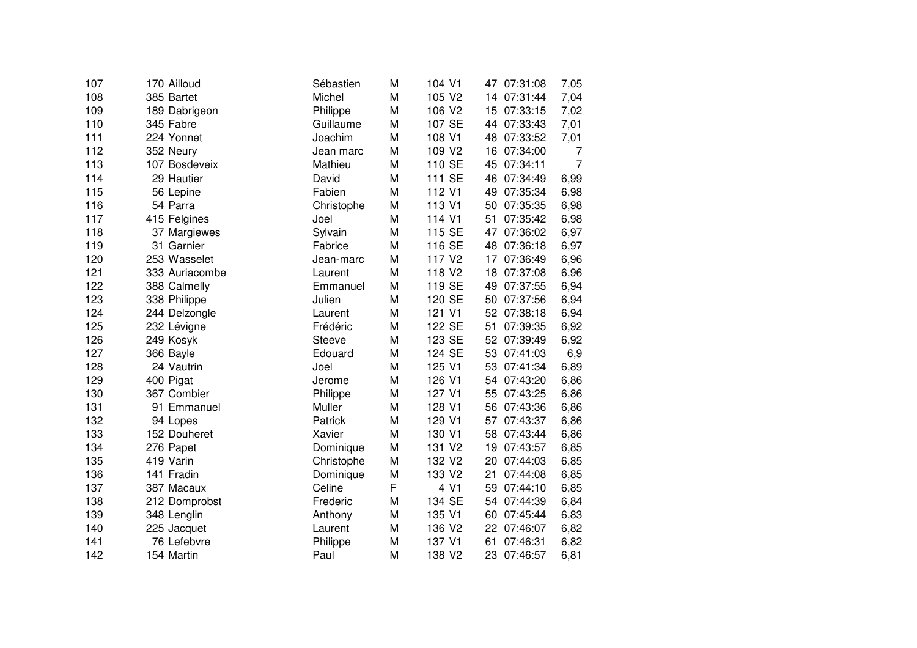| | | | | | | | | | |
|---|---|---|---|---|---|---|---|---|---|
| 107 | 170 | Ailloud | Sébastien | M | 104 | V1 | 47 | 07:31:08 | 7,05 |
| 108 | 385 | Bartet | Michel | M | 105 | V2 | 14 | 07:31:44 | 7,04 |
| 109 | 189 | Dabrigeon | Philippe | M | 106 | V2 | 15 | 07:33:15 | 7,02 |
| 110 | 345 | Fabre | Guillaume | M | 107 | SE | 44 | 07:33:43 | 7,01 |
| 111 | 224 | Yonnet | Joachim | M | 108 | V1 | 48 | 07:33:52 | 7,01 |
| 112 | 352 | Neury | Jean marc | M | 109 | V2 | 16 | 07:34:00 | 7 |
| 113 | 107 | Bosdeveix | Mathieu | M | 110 | SE | 45 | 07:34:11 | 7 |
| 114 | 29 | Hautier | David | M | 111 | SE | 46 | 07:34:49 | 6,99 |
| 115 | 56 | Lepine | Fabien | M | 112 | V1 | 49 | 07:35:34 | 6,98 |
| 116 | 54 | Parra | Christophe | M | 113 | V1 | 50 | 07:35:35 | 6,98 |
| 117 | 415 | Felgines | Joel | M | 114 | V1 | 51 | 07:35:42 | 6,98 |
| 118 | 37 | Margiewes | Sylvain | M | 115 | SE | 47 | 07:36:02 | 6,97 |
| 119 | 31 | Garnier | Fabrice | M | 116 | SE | 48 | 07:36:18 | 6,97 |
| 120 | 253 | Wasselet | Jean-marc | M | 117 | V2 | 17 | 07:36:49 | 6,96 |
| 121 | 333 | Auriacombe | Laurent | M | 118 | V2 | 18 | 07:37:08 | 6,96 |
| 122 | 388 | Calmelly | Emmanuel | M | 119 | SE | 49 | 07:37:55 | 6,94 |
| 123 | 338 | Philippe | Julien | M | 120 | SE | 50 | 07:37:56 | 6,94 |
| 124 | 244 | Delzongle | Laurent | M | 121 | V1 | 52 | 07:38:18 | 6,94 |
| 125 | 232 | Lévigne | Frédéric | M | 122 | SE | 51 | 07:39:35 | 6,92 |
| 126 | 249 | Kosyk | Steeve | M | 123 | SE | 52 | 07:39:49 | 6,92 |
| 127 | 366 | Bayle | Edouard | M | 124 | SE | 53 | 07:41:03 | 6,9 |
| 128 | 24 | Vautrin | Joel | M | 125 | V1 | 53 | 07:41:34 | 6,89 |
| 129 | 400 | Pigat | Jerome | M | 126 | V1 | 54 | 07:43:20 | 6,86 |
| 130 | 367 | Combier | Philippe | M | 127 | V1 | 55 | 07:43:25 | 6,86 |
| 131 | 91 | Emmanuel | Muller | M | 128 | V1 | 56 | 07:43:36 | 6,86 |
| 132 | 94 | Lopes | Patrick | M | 129 | V1 | 57 | 07:43:37 | 6,86 |
| 133 | 152 | Douheret | Xavier | M | 130 | V1 | 58 | 07:43:44 | 6,86 |
| 134 | 276 | Papet | Dominique | M | 131 | V2 | 19 | 07:43:57 | 6,85 |
| 135 | 419 | Varin | Christophe | M | 132 | V2 | 20 | 07:44:03 | 6,85 |
| 136 | 141 | Fradin | Dominique | M | 133 | V2 | 21 | 07:44:08 | 6,85 |
| 137 | 387 | Macaux | Celine | F | 4 | V1 | 59 | 07:44:10 | 6,85 |
| 138 | 212 | Domprobst | Frederic | M | 134 | SE | 54 | 07:44:39 | 6,84 |
| 139 | 348 | Lenglin | Anthony | M | 135 | V1 | 60 | 07:45:44 | 6,83 |
| 140 | 225 | Jacquet | Laurent | M | 136 | V2 | 22 | 07:46:07 | 6,82 |
| 141 | 76 | Lefebvre | Philippe | M | 137 | V1 | 61 | 07:46:31 | 6,82 |
| 142 | 154 | Martin | Paul | M | 138 | V2 | 23 | 07:46:57 | 6,81 |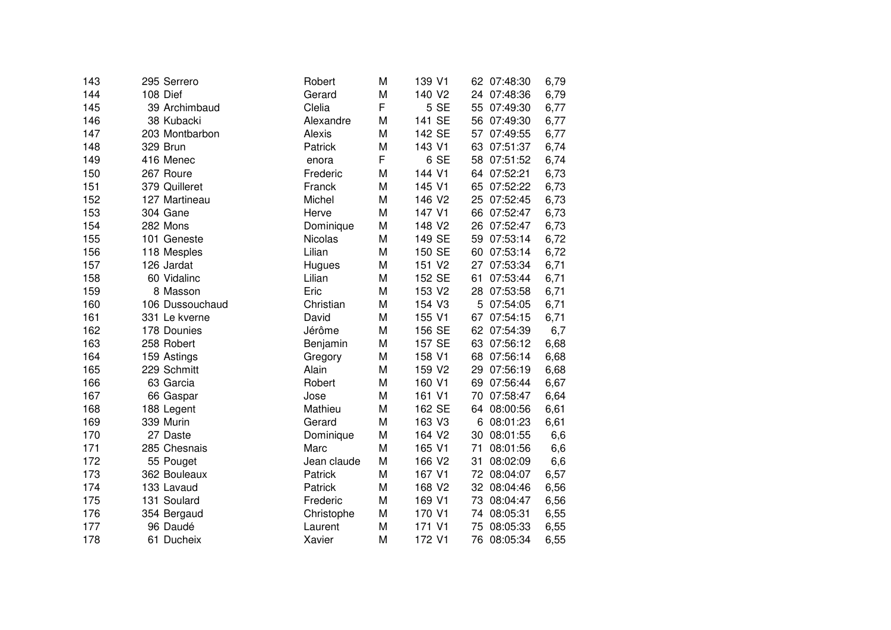| | | | | | | | | | |
|---|---|---|---|---|---|---|---|---|---|
| 143 | 295 | Serrero | Robert | M | 139 | V1 | 62 | 07:48:30 | 6,79 |
| 144 | 108 | Dief | Gerard | M | 140 | V2 | 24 | 07:48:36 | 6,79 |
| 145 | 39 | Archimbaud | Clelia | F | 5 | SE | 55 | 07:49:30 | 6,77 |
| 146 | 38 | Kubacki | Alexandre | M | 141 | SE | 56 | 07:49:30 | 6,77 |
| 147 | 203 | Montbarbon | Alexis | M | 142 | SE | 57 | 07:49:55 | 6,77 |
| 148 | 329 | Brun | Patrick | M | 143 | V1 | 63 | 07:51:37 | 6,74 |
| 149 | 416 | Menec | enora | F | 6 | SE | 58 | 07:51:52 | 6,74 |
| 150 | 267 | Roure | Frederic | M | 144 | V1 | 64 | 07:52:21 | 6,73 |
| 151 | 379 | Quilleret | Franck | M | 145 | V1 | 65 | 07:52:22 | 6,73 |
| 152 | 127 | Martineau | Michel | M | 146 | V2 | 25 | 07:52:45 | 6,73 |
| 153 | 304 | Gane | Herve | M | 147 | V1 | 66 | 07:52:47 | 6,73 |
| 154 | 282 | Mons | Dominique | M | 148 | V2 | 26 | 07:52:47 | 6,73 |
| 155 | 101 | Geneste | Nicolas | M | 149 | SE | 59 | 07:53:14 | 6,72 |
| 156 | 118 | Mesples | Lilian | M | 150 | SE | 60 | 07:53:14 | 6,72 |
| 157 | 126 | Jardat | Hugues | M | 151 | V2 | 27 | 07:53:34 | 6,71 |
| 158 | 60 | Vidalinc | Lilian | M | 152 | SE | 61 | 07:53:44 | 6,71 |
| 159 | 8 | Masson | Eric | M | 153 | V2 | 28 | 07:53:58 | 6,71 |
| 160 | 106 | Dussouchaud | Christian | M | 154 | V3 | 5 | 07:54:05 | 6,71 |
| 161 | 331 | Le kverne | David | M | 155 | V1 | 67 | 07:54:15 | 6,71 |
| 162 | 178 | Dounies | Jérôme | M | 156 | SE | 62 | 07:54:39 | 6,7 |
| 163 | 258 | Robert | Benjamin | M | 157 | SE | 63 | 07:56:12 | 6,68 |
| 164 | 159 | Astings | Gregory | M | 158 | V1 | 68 | 07:56:14 | 6,68 |
| 165 | 229 | Schmitt | Alain | M | 159 | V2 | 29 | 07:56:19 | 6,68 |
| 166 | 63 | Garcia | Robert | M | 160 | V1 | 69 | 07:56:44 | 6,67 |
| 167 | 66 | Gaspar | Jose | M | 161 | V1 | 70 | 07:58:47 | 6,64 |
| 168 | 188 | Legent | Mathieu | M | 162 | SE | 64 | 08:00:56 | 6,61 |
| 169 | 339 | Murin | Gerard | M | 163 | V3 | 6 | 08:01:23 | 6,61 |
| 170 | 27 | Daste | Dominique | M | 164 | V2 | 30 | 08:01:55 | 6,6 |
| 171 | 285 | Chesnais | Marc | M | 165 | V1 | 71 | 08:01:56 | 6,6 |
| 172 | 55 | Pouget | Jean claude | M | 166 | V2 | 31 | 08:02:09 | 6,6 |
| 173 | 362 | Bouleaux | Patrick | M | 167 | V1 | 72 | 08:04:07 | 6,57 |
| 174 | 133 | Lavaud | Patrick | M | 168 | V2 | 32 | 08:04:46 | 6,56 |
| 175 | 131 | Soulard | Frederic | M | 169 | V1 | 73 | 08:04:47 | 6,56 |
| 176 | 354 | Bergaud | Christophe | M | 170 | V1 | 74 | 08:05:31 | 6,55 |
| 177 | 96 | Daudé | Laurent | M | 171 | V1 | 75 | 08:05:33 | 6,55 |
| 178 | 61 | Ducheix | Xavier | M | 172 | V1 | 76 | 08:05:34 | 6,55 |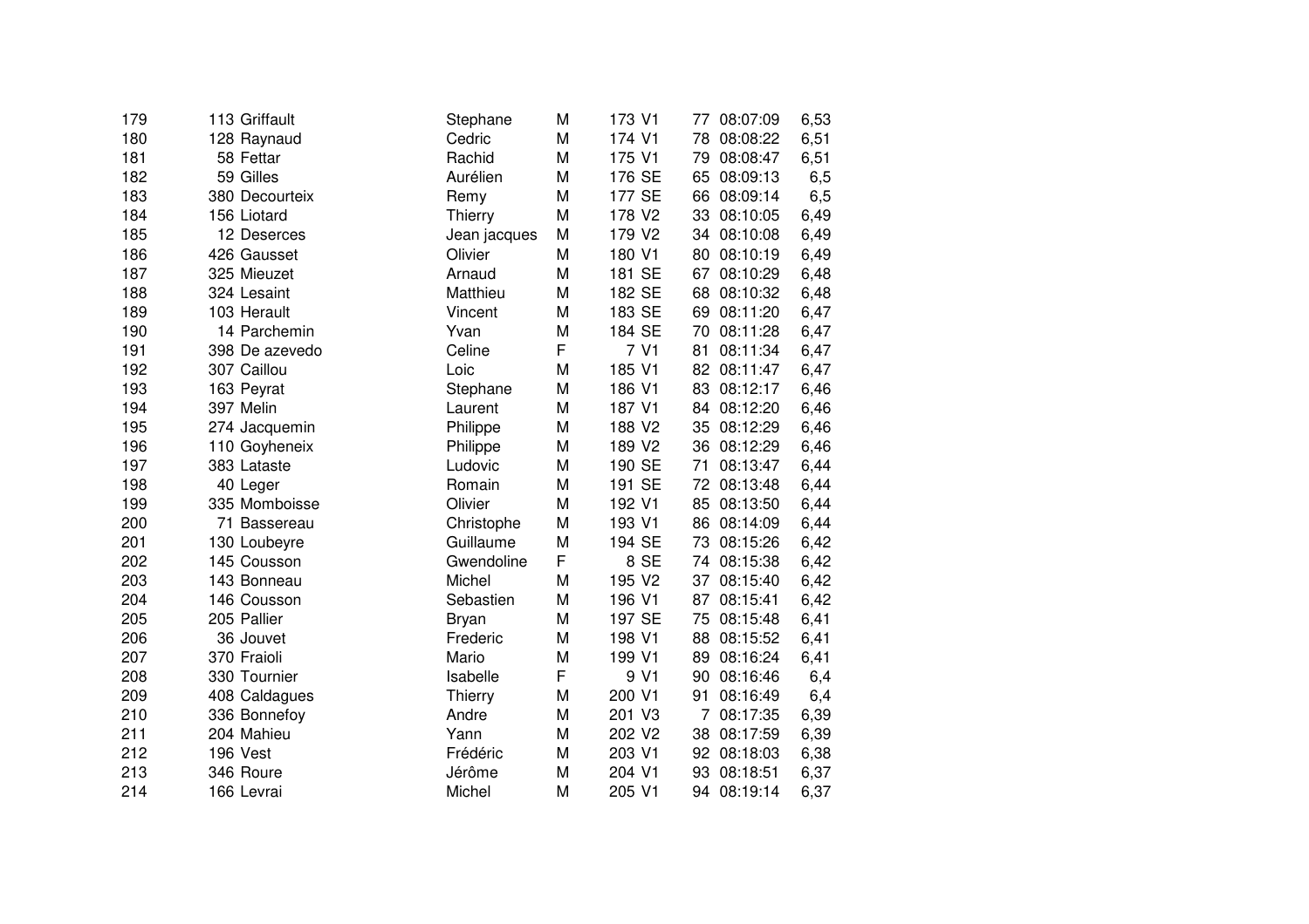| | | | | | | | | | |
|---|---|---|---|---|---|---|---|---|---|
| 179 | 113 | Griffault | Stephane | M | 173 | V1 | 77 | 08:07:09 | 6,53 |
| 180 | 128 | Raynaud | Cedric | M | 174 | V1 | 78 | 08:08:22 | 6,51 |
| 181 | 58 | Fettar | Rachid | M | 175 | V1 | 79 | 08:08:47 | 6,51 |
| 182 | 59 | Gilles | Aurélien | M | 176 | SE | 65 | 08:09:13 | 6,5 |
| 183 | 380 | Decourteix | Remy | M | 177 | SE | 66 | 08:09:14 | 6,5 |
| 184 | 156 | Liotard | Thierry | M | 178 | V2 | 33 | 08:10:05 | 6,49 |
| 185 | 12 | Deserces | Jean jacques | M | 179 | V2 | 34 | 08:10:08 | 6,49 |
| 186 | 426 | Gausset | Olivier | M | 180 | V1 | 80 | 08:10:19 | 6,49 |
| 187 | 325 | Mieuzet | Arnaud | M | 181 | SE | 67 | 08:10:29 | 6,48 |
| 188 | 324 | Lesaint | Matthieu | M | 182 | SE | 68 | 08:10:32 | 6,48 |
| 189 | 103 | Herault | Vincent | M | 183 | SE | 69 | 08:11:20 | 6,47 |
| 190 | 14 | Parchemin | Yvan | M | 184 | SE | 70 | 08:11:28 | 6,47 |
| 191 | 398 | De azevedo | Celine | F | 7 | V1 | 81 | 08:11:34 | 6,47 |
| 192 | 307 | Caillou | Loic | M | 185 | V1 | 82 | 08:11:47 | 6,47 |
| 193 | 163 | Peyrat | Stephane | M | 186 | V1 | 83 | 08:12:17 | 6,46 |
| 194 | 397 | Melin | Laurent | M | 187 | V1 | 84 | 08:12:20 | 6,46 |
| 195 | 274 | Jacquemin | Philippe | M | 188 | V2 | 35 | 08:12:29 | 6,46 |
| 196 | 110 | Goyheneix | Philippe | M | 189 | V2 | 36 | 08:12:29 | 6,46 |
| 197 | 383 | Lataste | Ludovic | M | 190 | SE | 71 | 08:13:47 | 6,44 |
| 198 | 40 | Leger | Romain | M | 191 | SE | 72 | 08:13:48 | 6,44 |
| 199 | 335 | Momboisse | Olivier | M | 192 | V1 | 85 | 08:13:50 | 6,44 |
| 200 | 71 | Bassereau | Christophe | M | 193 | V1 | 86 | 08:14:09 | 6,44 |
| 201 | 130 | Loubeyre | Guillaume | M | 194 | SE | 73 | 08:15:26 | 6,42 |
| 202 | 145 | Cousson | Gwendoline | F | 8 | SE | 74 | 08:15:38 | 6,42 |
| 203 | 143 | Bonneau | Michel | M | 195 | V2 | 37 | 08:15:40 | 6,42 |
| 204 | 146 | Cousson | Sebastien | M | 196 | V1 | 87 | 08:15:41 | 6,42 |
| 205 | 205 | Pallier | Bryan | M | 197 | SE | 75 | 08:15:48 | 6,41 |
| 206 | 36 | Jouvet | Frederic | M | 198 | V1 | 88 | 08:15:52 | 6,41 |
| 207 | 370 | Fraioli | Mario | M | 199 | V1 | 89 | 08:16:24 | 6,41 |
| 208 | 330 | Tournier | Isabelle | F | 9 | V1 | 90 | 08:16:46 | 6,4 |
| 209 | 408 | Caldagues | Thierry | M | 200 | V1 | 91 | 08:16:49 | 6,4 |
| 210 | 336 | Bonnefoy | Andre | M | 201 | V3 | 7 | 08:17:35 | 6,39 |
| 211 | 204 | Mahieu | Yann | M | 202 | V2 | 38 | 08:17:59 | 6,39 |
| 212 | 196 | Vest | Frédéric | M | 203 | V1 | 92 | 08:18:03 | 6,38 |
| 213 | 346 | Roure | Jérôme | M | 204 | V1 | 93 | 08:18:51 | 6,37 |
| 214 | 166 | Levrai | Michel | M | 205 | V1 | 94 | 08:19:14 | 6,37 |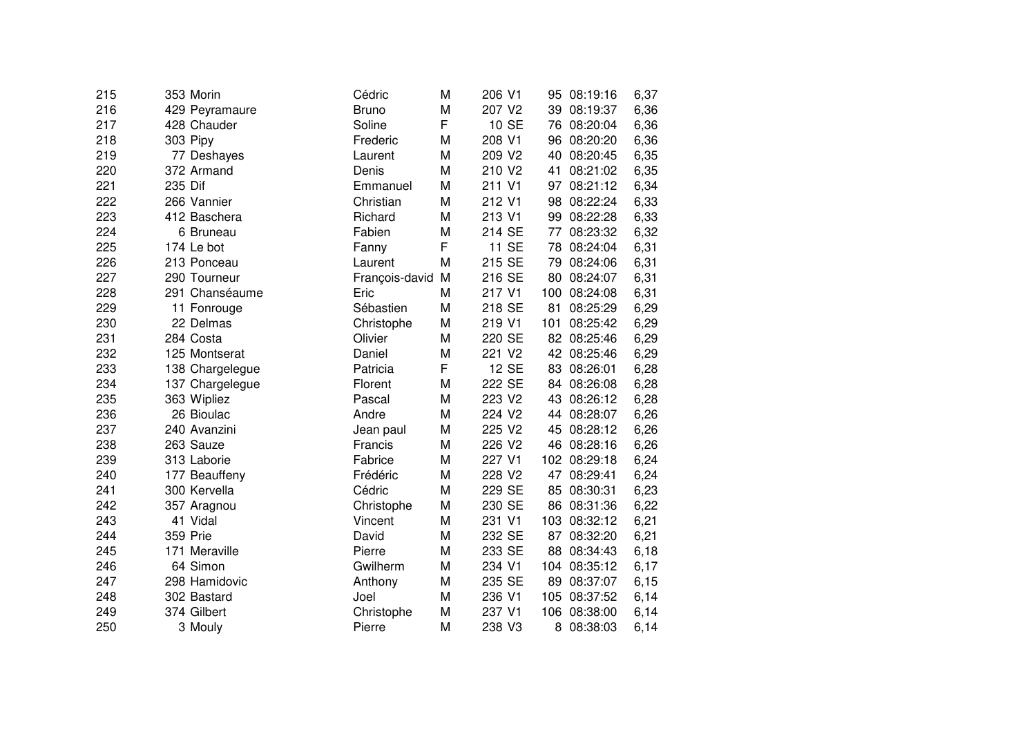| | | | | | | | | | |
|---|---|---|---|---|---|---|---|---|---|
| 215 | 353 | Morin | Cédric | M | 206 | V1 | 95 | 08:19:16 | 6,37 |
| 216 | 429 | Peyramaure | Bruno | M | 207 | V2 | 39 | 08:19:37 | 6,36 |
| 217 | 428 | Chauder | Soline | F | 10 | SE | 76 | 08:20:04 | 6,36 |
| 218 | 303 | Pipy | Frederic | M | 208 | V1 | 96 | 08:20:20 | 6,36 |
| 219 | 77 | Deshayes | Laurent | M | 209 | V2 | 40 | 08:20:45 | 6,35 |
| 220 | 372 | Armand | Denis | M | 210 | V2 | 41 | 08:21:02 | 6,35 |
| 221 | 235 | Dif | Emmanuel | M | 211 | V1 | 97 | 08:21:12 | 6,34 |
| 222 | 266 | Vannier | Christian | M | 212 | V1 | 98 | 08:22:24 | 6,33 |
| 223 | 412 | Baschera | Richard | M | 213 | V1 | 99 | 08:22:28 | 6,33 |
| 224 | 6 | Bruneau | Fabien | M | 214 | SE | 77 | 08:23:32 | 6,32 |
| 225 | 174 | Le bot | Fanny | F | 11 | SE | 78 | 08:24:04 | 6,31 |
| 226 | 213 | Ponceau | Laurent | M | 215 | SE | 79 | 08:24:06 | 6,31 |
| 227 | 290 | Tourneur | François-david | M | 216 | SE | 80 | 08:24:07 | 6,31 |
| 228 | 291 | Chanséaume | Eric | M | 217 | V1 | 100 | 08:24:08 | 6,31 |
| 229 | 11 | Fonrouge | Sébastien | M | 218 | SE | 81 | 08:25:29 | 6,29 |
| 230 | 22 | Delmas | Christophe | M | 219 | V1 | 101 | 08:25:42 | 6,29 |
| 231 | 284 | Costa | Olivier | M | 220 | SE | 82 | 08:25:46 | 6,29 |
| 232 | 125 | Montserat | Daniel | M | 221 | V2 | 42 | 08:25:46 | 6,29 |
| 233 | 138 | Chargelegue | Patricia | F | 12 | SE | 83 | 08:26:01 | 6,28 |
| 234 | 137 | Chargelegue | Florent | M | 222 | SE | 84 | 08:26:08 | 6,28 |
| 235 | 363 | Wipliez | Pascal | M | 223 | V2 | 43 | 08:26:12 | 6,28 |
| 236 | 26 | Bioulac | Andre | M | 224 | V2 | 44 | 08:28:07 | 6,26 |
| 237 | 240 | Avanzini | Jean paul | M | 225 | V2 | 45 | 08:28:12 | 6,26 |
| 238 | 263 | Sauze | Francis | M | 226 | V2 | 46 | 08:28:16 | 6,26 |
| 239 | 313 | Laborie | Fabrice | M | 227 | V1 | 102 | 08:29:18 | 6,24 |
| 240 | 177 | Beauffeny | Frédéric | M | 228 | V2 | 47 | 08:29:41 | 6,24 |
| 241 | 300 | Kervella | Cédric | M | 229 | SE | 85 | 08:30:31 | 6,23 |
| 242 | 357 | Aragnou | Christophe | M | 230 | SE | 86 | 08:31:36 | 6,22 |
| 243 | 41 | Vidal | Vincent | M | 231 | V1 | 103 | 08:32:12 | 6,21 |
| 244 | 359 | Prie | David | M | 232 | SE | 87 | 08:32:20 | 6,21 |
| 245 | 171 | Meraville | Pierre | M | 233 | SE | 88 | 08:34:43 | 6,18 |
| 246 | 64 | Simon | Gwilherm | M | 234 | V1 | 104 | 08:35:12 | 6,17 |
| 247 | 298 | Hamidovic | Anthony | M | 235 | SE | 89 | 08:37:07 | 6,15 |
| 248 | 302 | Bastard | Joel | M | 236 | V1 | 105 | 08:37:52 | 6,14 |
| 249 | 374 | Gilbert | Christophe | M | 237 | V1 | 106 | 08:38:00 | 6,14 |
| 250 | 3 | Mouly | Pierre | M | 238 | V3 | 8 | 08:38:03 | 6,14 |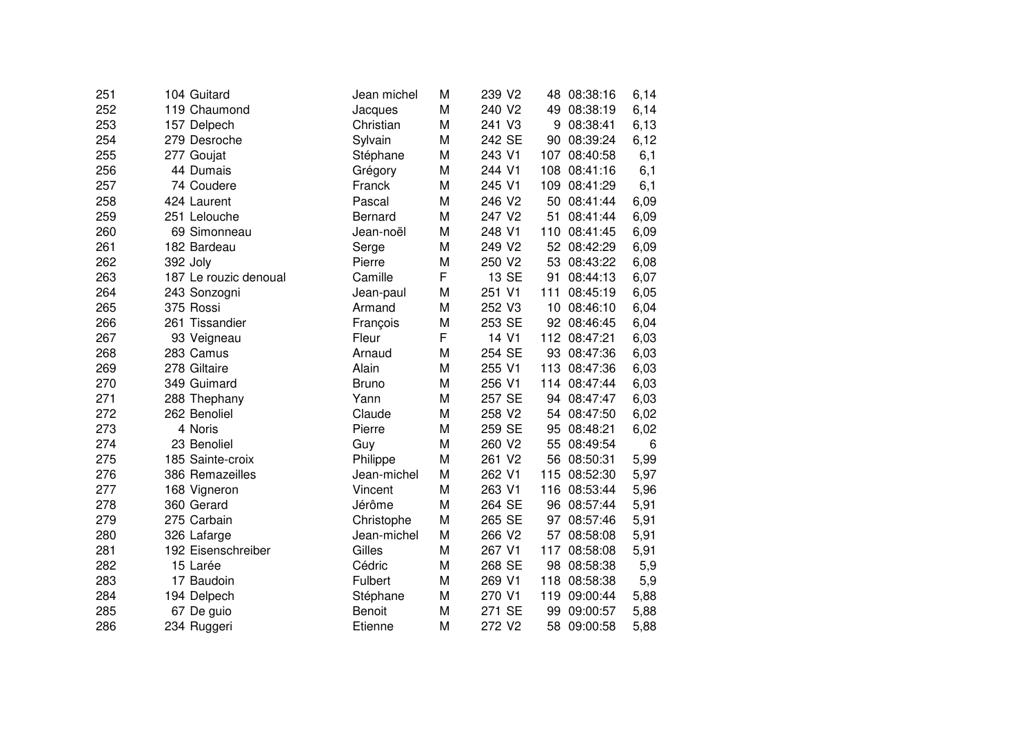| | | | | | | | | | |
|---|---|---|---|---|---|---|---|---|---|
| 251 | 104 | Guitard | Jean michel | M | 239 | V2 | 48 | 08:38:16 | 6,14 |
| 252 | 119 | Chaumond | Jacques | M | 240 | V2 | 49 | 08:38:19 | 6,14 |
| 253 | 157 | Delpech | Christian | M | 241 | V3 | 9 | 08:38:41 | 6,13 |
| 254 | 279 | Desroche | Sylvain | M | 242 | SE | 90 | 08:39:24 | 6,12 |
| 255 | 277 | Goujat | Stéphane | M | 243 | V1 | 107 | 08:40:58 | 6,1 |
| 256 | 44 | Dumais | Grégory | M | 244 | V1 | 108 | 08:41:16 | 6,1 |
| 257 | 74 | Coudere | Franck | M | 245 | V1 | 109 | 08:41:29 | 6,1 |
| 258 | 424 | Laurent | Pascal | M | 246 | V2 | 50 | 08:41:44 | 6,09 |
| 259 | 251 | Lelouche | Bernard | M | 247 | V2 | 51 | 08:41:44 | 6,09 |
| 260 | 69 | Simonneau | Jean-noël | M | 248 | V1 | 110 | 08:41:45 | 6,09 |
| 261 | 182 | Bardeau | Serge | M | 249 | V2 | 52 | 08:42:29 | 6,09 |
| 262 | 392 | Joly | Pierre | M | 250 | V2 | 53 | 08:43:22 | 6,08 |
| 263 | 187 | Le rouzic denoual | Camille | F | 13 | SE | 91 | 08:44:13 | 6,07 |
| 264 | 243 | Sonzogni | Jean-paul | M | 251 | V1 | 111 | 08:45:19 | 6,05 |
| 265 | 375 | Rossi | Armand | M | 252 | V3 | 10 | 08:46:10 | 6,04 |
| 266 | 261 | Tissandier | François | M | 253 | SE | 92 | 08:46:45 | 6,04 |
| 267 | 93 | Veigneau | Fleur | F | 14 | V1 | 112 | 08:47:21 | 6,03 |
| 268 | 283 | Camus | Arnaud | M | 254 | SE | 93 | 08:47:36 | 6,03 |
| 269 | 278 | Giltaire | Alain | M | 255 | V1 | 113 | 08:47:36 | 6,03 |
| 270 | 349 | Guimard | Bruno | M | 256 | V1 | 114 | 08:47:44 | 6,03 |
| 271 | 288 | Thephany | Yann | M | 257 | SE | 94 | 08:47:47 | 6,03 |
| 272 | 262 | Benoliel | Claude | M | 258 | V2 | 54 | 08:47:50 | 6,02 |
| 273 | 4 | Noris | Pierre | M | 259 | SE | 95 | 08:48:21 | 6,02 |
| 274 | 23 | Benoliel | Guy | M | 260 | V2 | 55 | 08:49:54 | 6 |
| 275 | 185 | Sainte-croix | Philippe | M | 261 | V2 | 56 | 08:50:31 | 5,99 |
| 276 | 386 | Remazeilles | Jean-michel | M | 262 | V1 | 115 | 08:52:30 | 5,97 |
| 277 | 168 | Vigneron | Vincent | M | 263 | V1 | 116 | 08:53:44 | 5,96 |
| 278 | 360 | Gerard | Jérôme | M | 264 | SE | 96 | 08:57:44 | 5,91 |
| 279 | 275 | Carbain | Christophe | M | 265 | SE | 97 | 08:57:46 | 5,91 |
| 280 | 326 | Lafarge | Jean-michel | M | 266 | V2 | 57 | 08:58:08 | 5,91 |
| 281 | 192 | Eisenschreiber | Gilles | M | 267 | V1 | 117 | 08:58:08 | 5,91 |
| 282 | 15 | Larée | Cédric | M | 268 | SE | 98 | 08:58:38 | 5,9 |
| 283 | 17 | Baudoin | Fulbert | M | 269 | V1 | 118 | 08:58:38 | 5,9 |
| 284 | 194 | Delpech | Stéphane | M | 270 | V1 | 119 | 09:00:44 | 5,88 |
| 285 | 67 | De guio | Benoit | M | 271 | SE | 99 | 09:00:57 | 5,88 |
| 286 | 234 | Ruggeri | Etienne | M | 272 | V2 | 58 | 09:00:58 | 5,88 |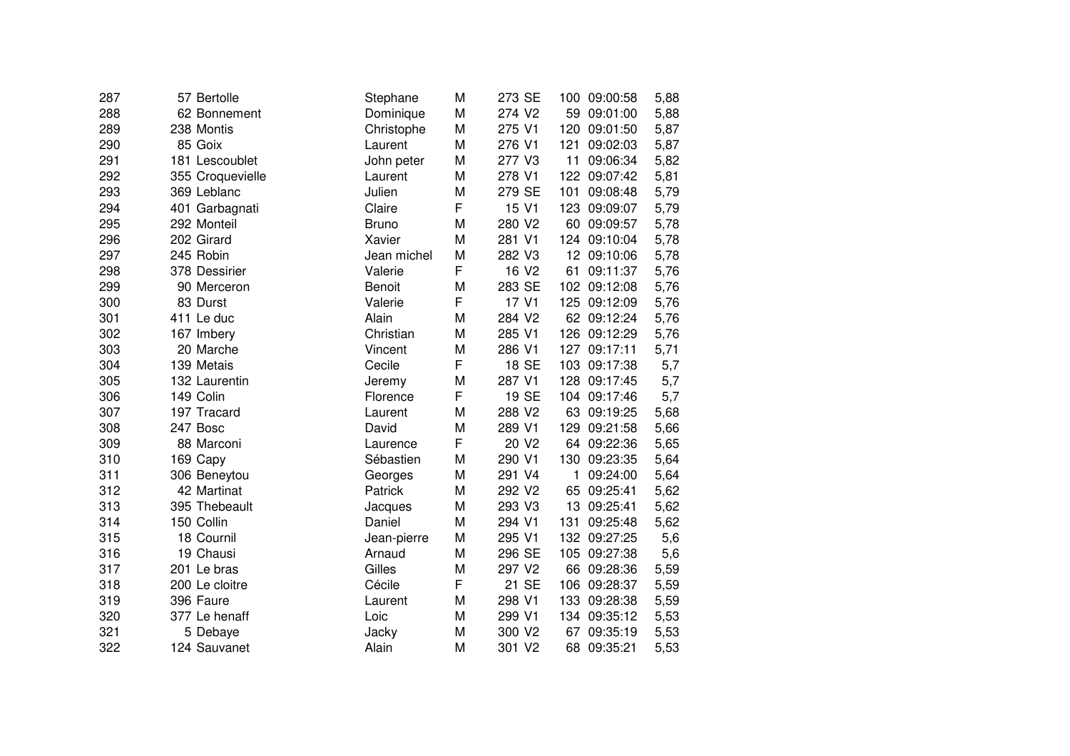| | | | | | | | | | |
|---|---|---|---|---|---|---|---|---|---|
| 287 | 57 | Bertolle | Stephane | M | 273 | SE | 100 | 09:00:58 | 5,88 |
| 288 | 62 | Bonnement | Dominique | M | 274 | V2 | 59 | 09:01:00 | 5,88 |
| 289 | 238 | Montis | Christophe | M | 275 | V1 | 120 | 09:01:50 | 5,87 |
| 290 | 85 | Goix | Laurent | M | 276 | V1 | 121 | 09:02:03 | 5,87 |
| 291 | 181 | Lescoublet | John peter | M | 277 | V3 | 11 | 09:06:34 | 5,82 |
| 292 | 355 | Croquevielle | Laurent | M | 278 | V1 | 122 | 09:07:42 | 5,81 |
| 293 | 369 | Leblanc | Julien | M | 279 | SE | 101 | 09:08:48 | 5,79 |
| 294 | 401 | Garbagnati | Claire | F | 15 | V1 | 123 | 09:09:07 | 5,79 |
| 295 | 292 | Monteil | Bruno | M | 280 | V2 | 60 | 09:09:57 | 5,78 |
| 296 | 202 | Girard | Xavier | M | 281 | V1 | 124 | 09:10:04 | 5,78 |
| 297 | 245 | Robin | Jean michel | M | 282 | V3 | 12 | 09:10:06 | 5,78 |
| 298 | 378 | Dessirier | Valerie | F | 16 | V2 | 61 | 09:11:37 | 5,76 |
| 299 | 90 | Merceron | Benoit | M | 283 | SE | 102 | 09:12:08 | 5,76 |
| 300 | 83 | Durst | Valerie | F | 17 | V1 | 125 | 09:12:09 | 5,76 |
| 301 | 411 | Le duc | Alain | M | 284 | V2 | 62 | 09:12:24 | 5,76 |
| 302 | 167 | Imbery | Christian | M | 285 | V1 | 126 | 09:12:29 | 5,76 |
| 303 | 20 | Marche | Vincent | M | 286 | V1 | 127 | 09:17:11 | 5,71 |
| 304 | 139 | Metais | Cecile | F | 18 | SE | 103 | 09:17:38 | 5,7 |
| 305 | 132 | Laurentin | Jeremy | M | 287 | V1 | 128 | 09:17:45 | 5,7 |
| 306 | 149 | Colin | Florence | F | 19 | SE | 104 | 09:17:46 | 5,7 |
| 307 | 197 | Tracard | Laurent | M | 288 | V2 | 63 | 09:19:25 | 5,68 |
| 308 | 247 | Bosc | David | M | 289 | V1 | 129 | 09:21:58 | 5,66 |
| 309 | 88 | Marconi | Laurence | F | 20 | V2 | 64 | 09:22:36 | 5,65 |
| 310 | 169 | Capy | Sébastien | M | 290 | V1 | 130 | 09:23:35 | 5,64 |
| 311 | 306 | Beneytou | Georges | M | 291 | V4 | 1 | 09:24:00 | 5,64 |
| 312 | 42 | Martinat | Patrick | M | 292 | V2 | 65 | 09:25:41 | 5,62 |
| 313 | 395 | Thebeault | Jacques | M | 293 | V3 | 13 | 09:25:41 | 5,62 |
| 314 | 150 | Collin | Daniel | M | 294 | V1 | 131 | 09:25:48 | 5,62 |
| 315 | 18 | Cournil | Jean-pierre | M | 295 | V1 | 132 | 09:27:25 | 5,6 |
| 316 | 19 | Chausi | Arnaud | M | 296 | SE | 105 | 09:27:38 | 5,6 |
| 317 | 201 | Le bras | Gilles | M | 297 | V2 | 66 | 09:28:36 | 5,59 |
| 318 | 200 | Le cloitre | Cécile | F | 21 | SE | 106 | 09:28:37 | 5,59 |
| 319 | 396 | Faure | Laurent | M | 298 | V1 | 133 | 09:28:38 | 5,59 |
| 320 | 377 | Le henaff | Loic | M | 299 | V1 | 134 | 09:35:12 | 5,53 |
| 321 | 5 | Debaye | Jacky | M | 300 | V2 | 67 | 09:35:19 | 5,53 |
| 322 | 124 | Sauvanet | Alain | M | 301 | V2 | 68 | 09:35:21 | 5,53 |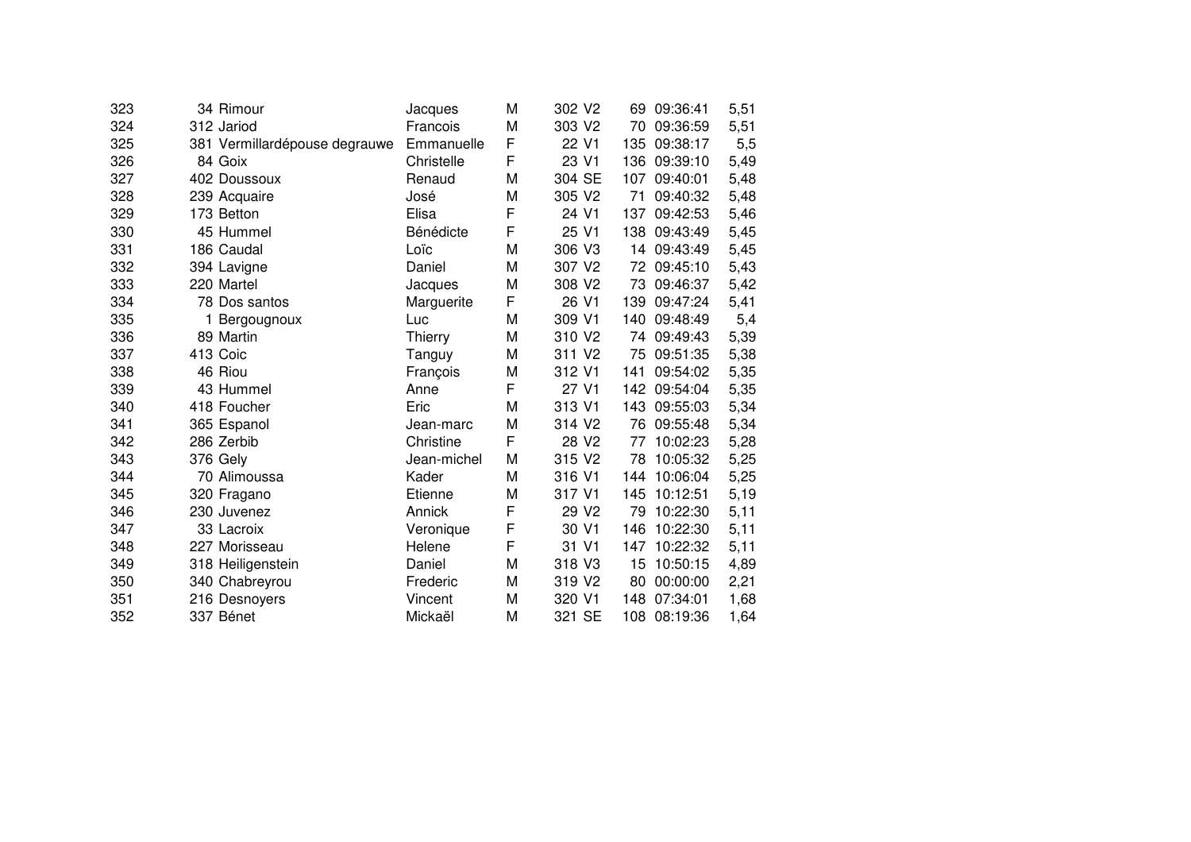| | | | | | | | | | |
|---|---|---|---|---|---|---|---|---|---|
| 323 | 34 | Rimour | Jacques | M | 302 | V2 | 69 | 09:36:41 | 5,51 |
| 324 | 312 | Jariod | Francois | M | 303 | V2 | 70 | 09:36:59 | 5,51 |
| 325 | 381 | Vermillardépouse degrauwe | Emmanuelle | F | 22 | V1 | 135 | 09:38:17 | 5,5 |
| 326 | 84 | Goix | Christelle | F | 23 | V1 | 136 | 09:39:10 | 5,49 |
| 327 | 402 | Doussoux | Renaud | M | 304 | SE | 107 | 09:40:01 | 5,48 |
| 328 | 239 | Acquaire | José | M | 305 | V2 | 71 | 09:40:32 | 5,48 |
| 329 | 173 | Betton | Elisa | F | 24 | V1 | 137 | 09:42:53 | 5,46 |
| 330 | 45 | Hummel | Bénédicte | F | 25 | V1 | 138 | 09:43:49 | 5,45 |
| 331 | 186 | Caudal | Loïc | M | 306 | V3 | 14 | 09:43:49 | 5,45 |
| 332 | 394 | Lavigne | Daniel | M | 307 | V2 | 72 | 09:45:10 | 5,43 |
| 333 | 220 | Martel | Jacques | M | 308 | V2 | 73 | 09:46:37 | 5,42 |
| 334 | 78 | Dos santos | Marguerite | F | 26 | V1 | 139 | 09:47:24 | 5,41 |
| 335 | 1 | Bergougnoux | Luc | M | 309 | V1 | 140 | 09:48:49 | 5,4 |
| 336 | 89 | Martin | Thierry | M | 310 | V2 | 74 | 09:49:43 | 5,39 |
| 337 | 413 | Coic | Tanguy | M | 311 | V2 | 75 | 09:51:35 | 5,38 |
| 338 | 46 | Riou | François | M | 312 | V1 | 141 | 09:54:02 | 5,35 |
| 339 | 43 | Hummel | Anne | F | 27 | V1 | 142 | 09:54:04 | 5,35 |
| 340 | 418 | Foucher | Eric | M | 313 | V1 | 143 | 09:55:03 | 5,34 |
| 341 | 365 | Espanol | Jean-marc | M | 314 | V2 | 76 | 09:55:48 | 5,34 |
| 342 | 286 | Zerbib | Christine | F | 28 | V2 | 77 | 10:02:23 | 5,28 |
| 343 | 376 | Gely | Jean-michel | M | 315 | V2 | 78 | 10:05:32 | 5,25 |
| 344 | 70 | Alimoussa | Kader | M | 316 | V1 | 144 | 10:06:04 | 5,25 |
| 345 | 320 | Fragano | Etienne | M | 317 | V1 | 145 | 10:12:51 | 5,19 |
| 346 | 230 | Juvenez | Annick | F | 29 | V2 | 79 | 10:22:30 | 5,11 |
| 347 | 33 | Lacroix | Veronique | F | 30 | V1 | 146 | 10:22:30 | 5,11 |
| 348 | 227 | Morisseau | Helene | F | 31 | V1 | 147 | 10:22:32 | 5,11 |
| 349 | 318 | Heiligenstein | Daniel | M | 318 | V3 | 15 | 10:50:15 | 4,89 |
| 350 | 340 | Chabreyrou | Frederic | M | 319 | V2 | 80 | 00:00:00 | 2,21 |
| 351 | 216 | Desnoyers | Vincent | M | 320 | V1 | 148 | 07:34:01 | 1,68 |
| 352 | 337 | Bénet | Mickaël | M | 321 | SE | 108 | 08:19:36 | 1,64 |